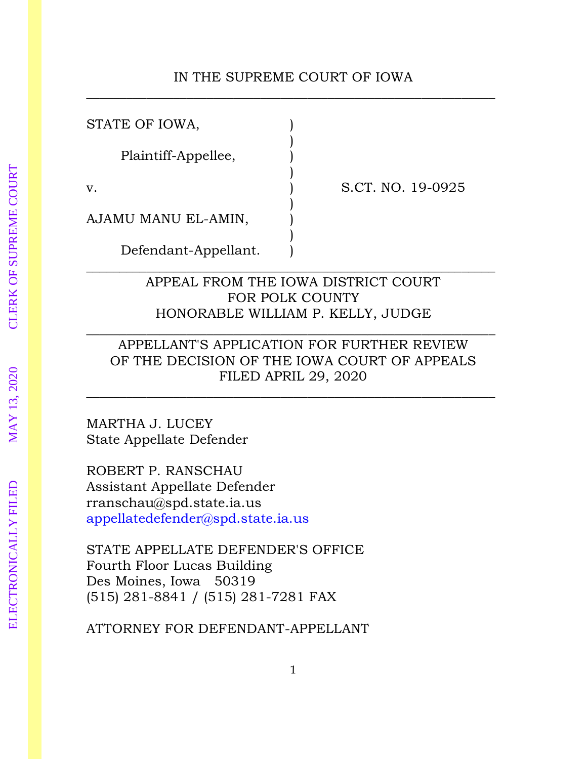IN THE SUPREME COURT OF IOWA

---

STATE OF IOWA,

Plaintiff-Appellee,

v. S.CT. NO. 19-0925

AJAMU MANU EL-AMIN,

Defendant-Appellant.

---

APPEAL FROM THE IOWA DISTRICT COURT
FOR POLK COUNTY
HONORABLE WILLIAM P. KELLY, JUDGE

---

APPELLANT'S APPLICATION FOR FURTHER REVIEW
OF THE DECISION OF THE IOWA COURT OF APPEALS
FILED APRIL 29, 2020

---

MARTHA J. LUCEY
State Appellate Defender

ROBERT P. RANSCHAU
Assistant Appellate Defender
rranschau@spd.state.ia.us
appellatedefender@spd.state.ia.us

STATE APPELLATE DEFENDER'S OFFICE
Fourth Floor Lucas Building
Des Moines, Iowa 50319
(515) 281-8841 / (515) 281-7281 FAX

ATTORNEY FOR DEFENDANT-APPELLANT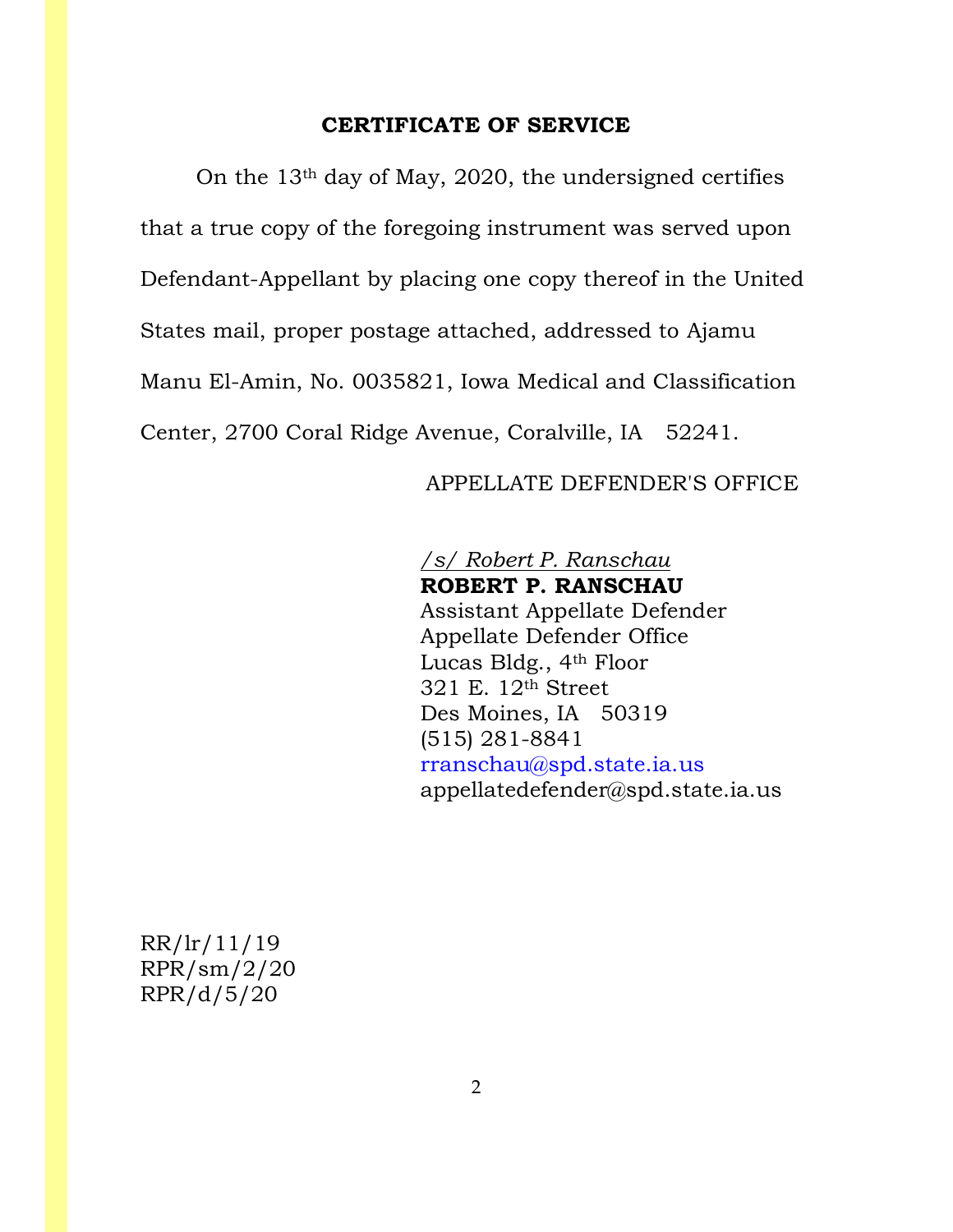## CERTIFICATE OF SERVICE

On the 13th day of May, 2020, the undersigned certifies that a true copy of the foregoing instrument was served upon Defendant-Appellant by placing one copy thereof in the United States mail, proper postage attached, addressed to Ajamu Manu El-Amin, No. 0035821, Iowa Medical and Classification Center, 2700 Coral Ridge Avenue, Coralville, IA 52241.

APPELLATE DEFENDER'S OFFICE

*/s/ Robert P. Ranschau*
**ROBERT P. RANSCHAU**
Assistant Appellate Defender
Appellate Defender Office
Lucas Bldg., 4th Floor
321 E. 12th Street
Des Moines, IA 50319
(515) 281-8841
rranschau@spd.state.ia.us
appellatedefender@spd.state.ia.us

RR/lr/11/19
RPR/sm/2/20
RPR/d/5/20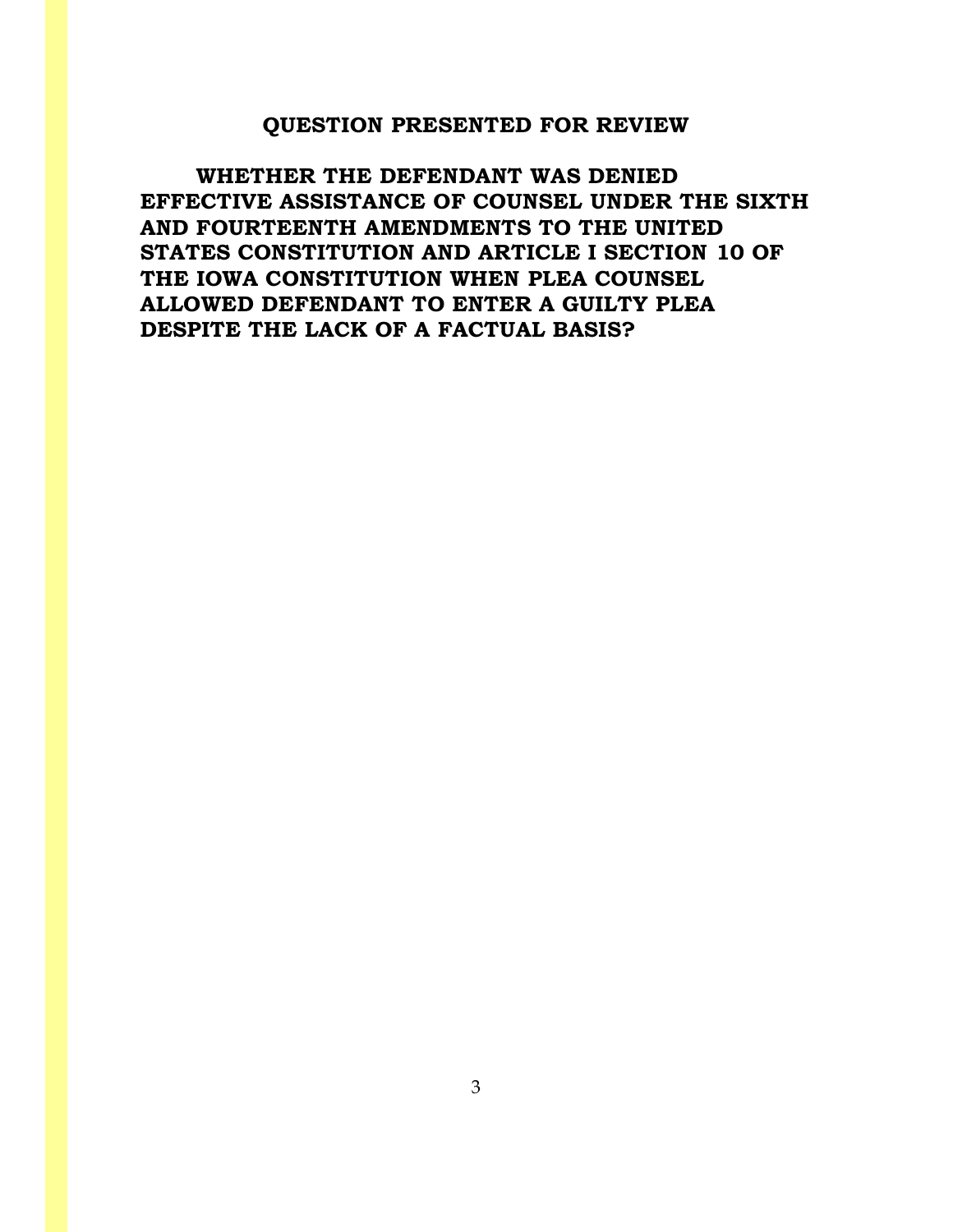## QUESTION PRESENTED FOR REVIEW

**WHETHER THE DEFENDANT WAS DENIED EFFECTIVE ASSISTANCE OF COUNSEL UNDER THE SIXTH AND FOURTEENTH AMENDMENTS TO THE UNITED STATES CONSTITUTION AND ARTICLE I SECTION 10 OF THE IOWA CONSTITUTION WHEN PLEA COUNSEL ALLOWED DEFENDANT TO ENTER A GUILTY PLEA DESPITE THE LACK OF A FACTUAL BASIS?**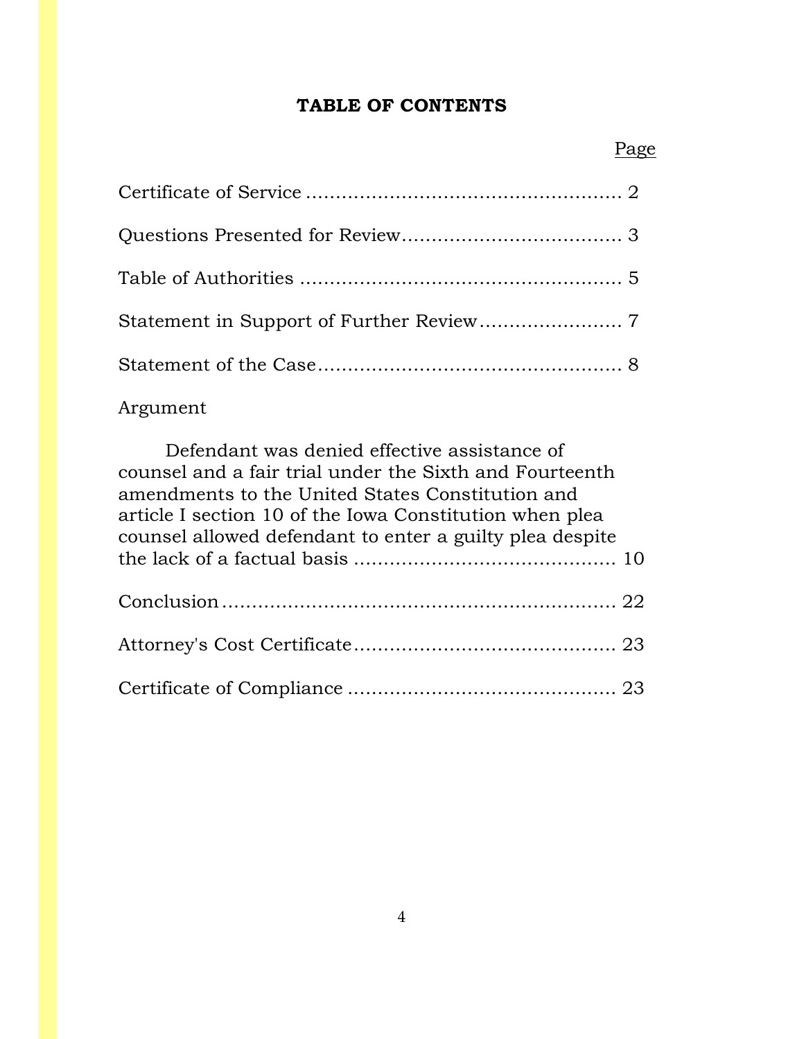## TABLE OF CONTENTS

| | Page |
|---|---|
| Certificate of Service | 2 |
| Questions Presented for Review | 3 |
| Table of Authorities | 5 |
| Statement in Support of Further Review | 7 |
| Statement of the Case | 8 |
| Argument | |
| Defendant was denied effective assistance of counsel and a fair trial under the Sixth and Fourteenth amendments to the United States Constitution and article I section 10 of the Iowa Constitution when plea counsel allowed defendant to enter a guilty plea despite the lack of a factual basis | 10 |
| Conclusion | 22 |
| Attorney's Cost Certificate | 23 |
| Certificate of Compliance | 23 |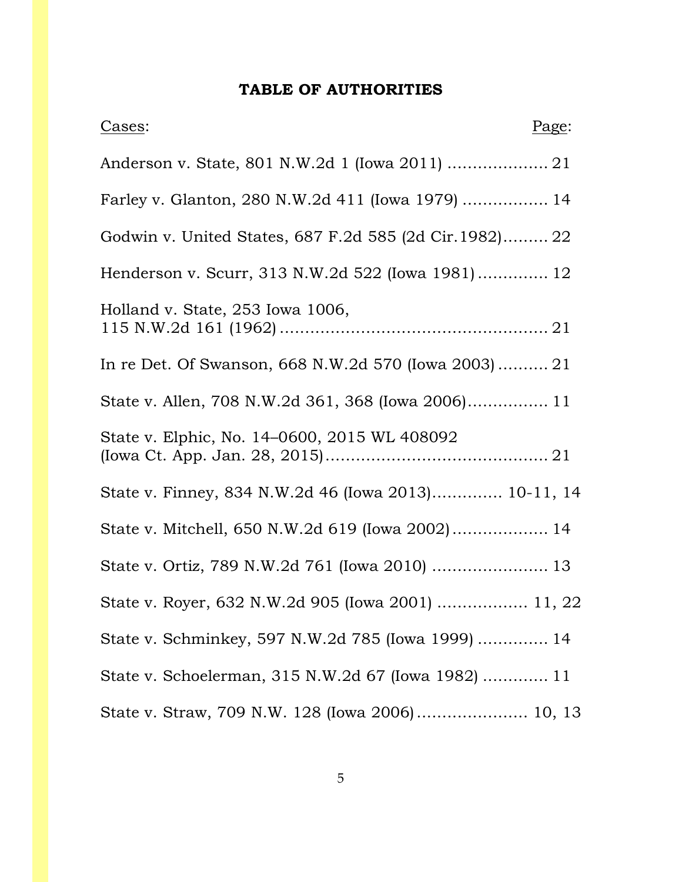**TABLE OF AUTHORITIES**

| Cases: | Page: |
|---|---|
| Anderson v. State, 801 N.W.2d 1 (Iowa 2011) | 21 |
| Farley v. Glanton, 280 N.W.2d 411 (Iowa 1979) | 14 |
| Godwin v. United States, 687 F.2d 585 (2d Cir.1982) | 22 |
| Henderson v. Scurr, 313 N.W.2d 522 (Iowa 1981) | 12 |
| Holland v. State, 253 Iowa 1006, 115 N.W.2d 161 (1962) | 21 |
| In re Det. Of Swanson, 668 N.W.2d 570 (Iowa 2003) | 21 |
| State v. Allen, 708 N.W.2d 361, 368 (Iowa 2006) | 11 |
| State v. Elphic, No. 14–0600, 2015 WL 408092 (Iowa Ct. App. Jan. 28, 2015) | 21 |
| State v. Finney, 834 N.W.2d 46 (Iowa 2013) | 10-11, 14 |
| State v. Mitchell, 650 N.W.2d 619 (Iowa 2002) | 14 |
| State v. Ortiz, 789 N.W.2d 761 (Iowa 2010) | 13 |
| State v. Royer, 632 N.W.2d 905 (Iowa 2001) | 11, 22 |
| State v. Schminkey, 597 N.W.2d 785 (Iowa 1999) | 14 |
| State v. Schoelerman, 315 N.W.2d 67 (Iowa 1982) | 11 |
| State v. Straw, 709 N.W. 128 (Iowa 2006) | 10, 13 |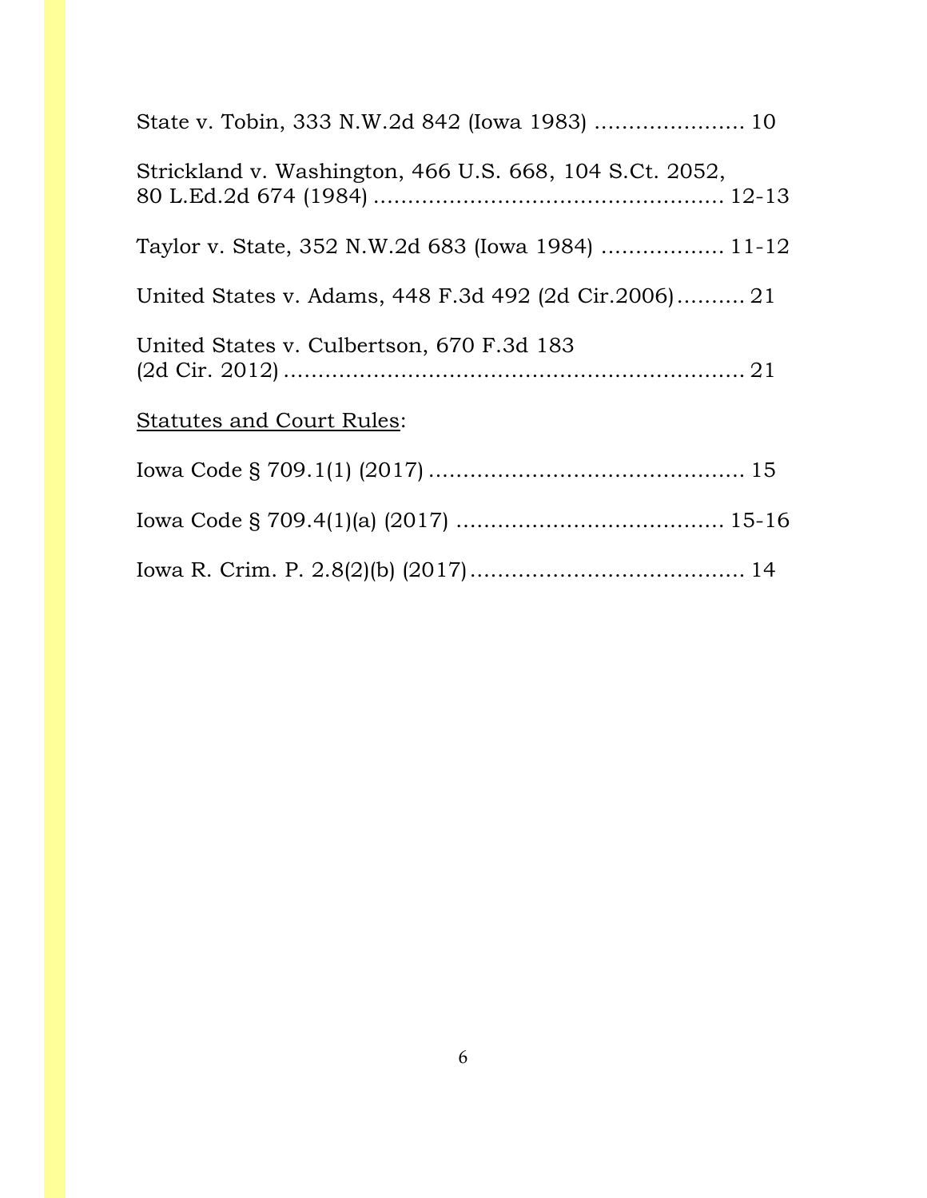State v. Tobin, 333 N.W.2d 842 (Iowa 1983) ...................... 10

Strickland v. Washington, 466 U.S. 668, 104 S.Ct. 2052, 80 L.Ed.2d 674 (1984) .................................................. 12-13

Taylor v. State, 352 N.W.2d 683 (Iowa 1984) .................. 11-12

United States v. Adams, 448 F.3d 492 (2d Cir.2006).......... 21

United States v. Culbertson, 670 F.3d 183 (2d Cir. 2012) .................................................................. 21

<u>Statutes and Court Rules</u>:

Iowa Code § 709.1(1) (2017) ............................................. 15

Iowa Code § 709.4(1)(a) (2017) ...................................... 15-16

Iowa R. Crim. P. 2.8(2)(b) (2017)....................................... 14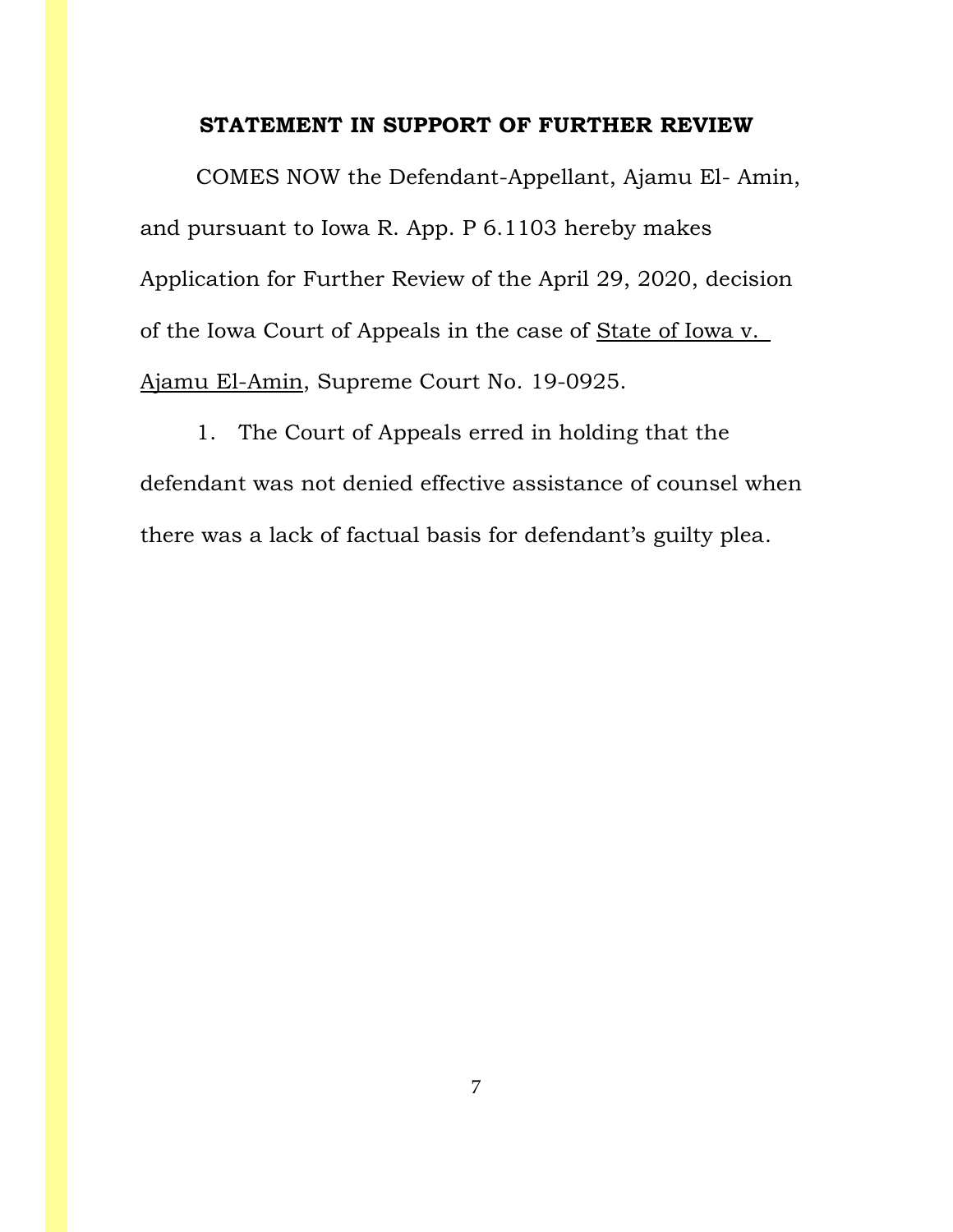## STATEMENT IN SUPPORT OF FURTHER REVIEW

COMES NOW the Defendant-Appellant, Ajamu El- Amin, and pursuant to Iowa R. App. P 6.1103 hereby makes Application for Further Review of the April 29, 2020, decision of the Iowa Court of Appeals in the case of State of Iowa v. Ajamu El-Amin, Supreme Court No. 19-0925.

1. The Court of Appeals erred in holding that the defendant was not denied effective assistance of counsel when there was a lack of factual basis for defendant's guilty plea.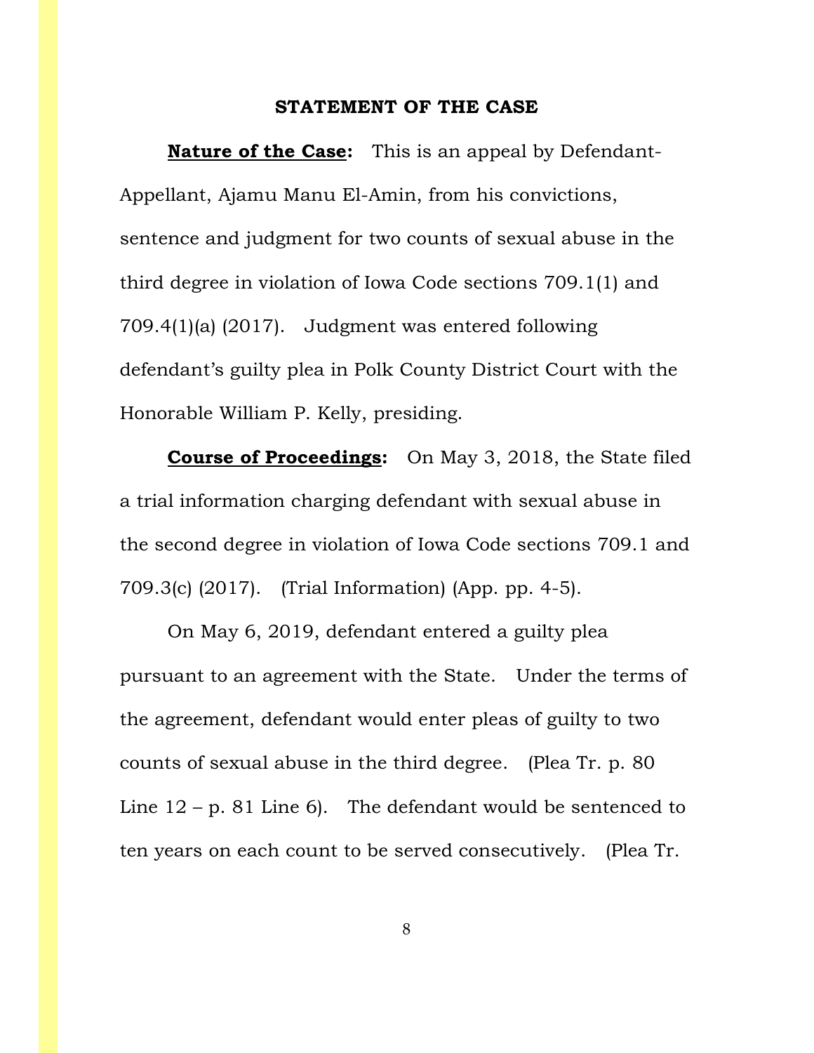## STATEMENT OF THE CASE

**Nature of the Case:** This is an appeal by Defendant-Appellant, Ajamu Manu El-Amin, from his convictions, sentence and judgment for two counts of sexual abuse in the third degree in violation of Iowa Code sections 709.1(1) and 709.4(1)(a) (2017). Judgment was entered following defendant's guilty plea in Polk County District Court with the Honorable William P. Kelly, presiding.

**Course of Proceedings:** On May 3, 2018, the State filed a trial information charging defendant with sexual abuse in the second degree in violation of Iowa Code sections 709.1 and 709.3(c) (2017). (Trial Information) (App. pp. 4-5).

On May 6, 2019, defendant entered a guilty plea pursuant to an agreement with the State. Under the terms of the agreement, defendant would enter pleas of guilty to two counts of sexual abuse in the third degree. (Plea Tr. p. 80 Line 12 – p. 81 Line 6). The defendant would be sentenced to ten years on each count to be served consecutively. (Plea Tr.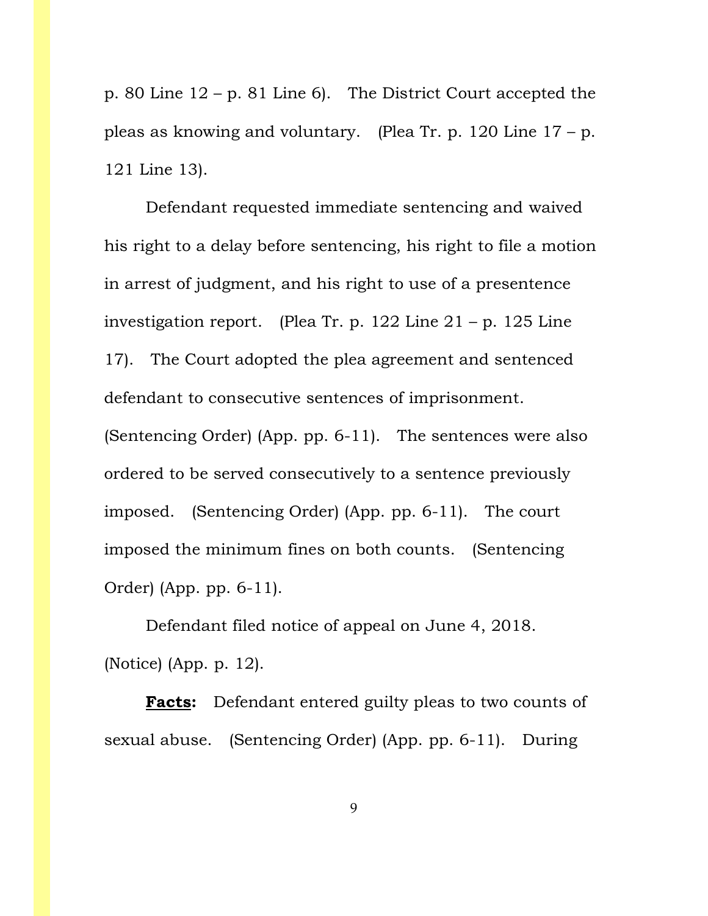p. 80 Line 12 – p. 81 Line 6). The District Court accepted the pleas as knowing and voluntary. (Plea Tr. p. 120 Line 17 – p. 121 Line 13).

Defendant requested immediate sentencing and waived his right to a delay before sentencing, his right to file a motion in arrest of judgment, and his right to use of a presentence investigation report. (Plea Tr. p. 122 Line 21 – p. 125 Line 17). The Court adopted the plea agreement and sentenced defendant to consecutive sentences of imprisonment. (Sentencing Order) (App. pp. 6-11). The sentences were also ordered to be served consecutively to a sentence previously imposed. (Sentencing Order) (App. pp. 6-11). The court imposed the minimum fines on both counts. (Sentencing Order) (App. pp. 6-11).

Defendant filed notice of appeal on June 4, 2018. (Notice) (App. p. 12).

**Facts:** Defendant entered guilty pleas to two counts of sexual abuse. (Sentencing Order) (App. pp. 6-11). During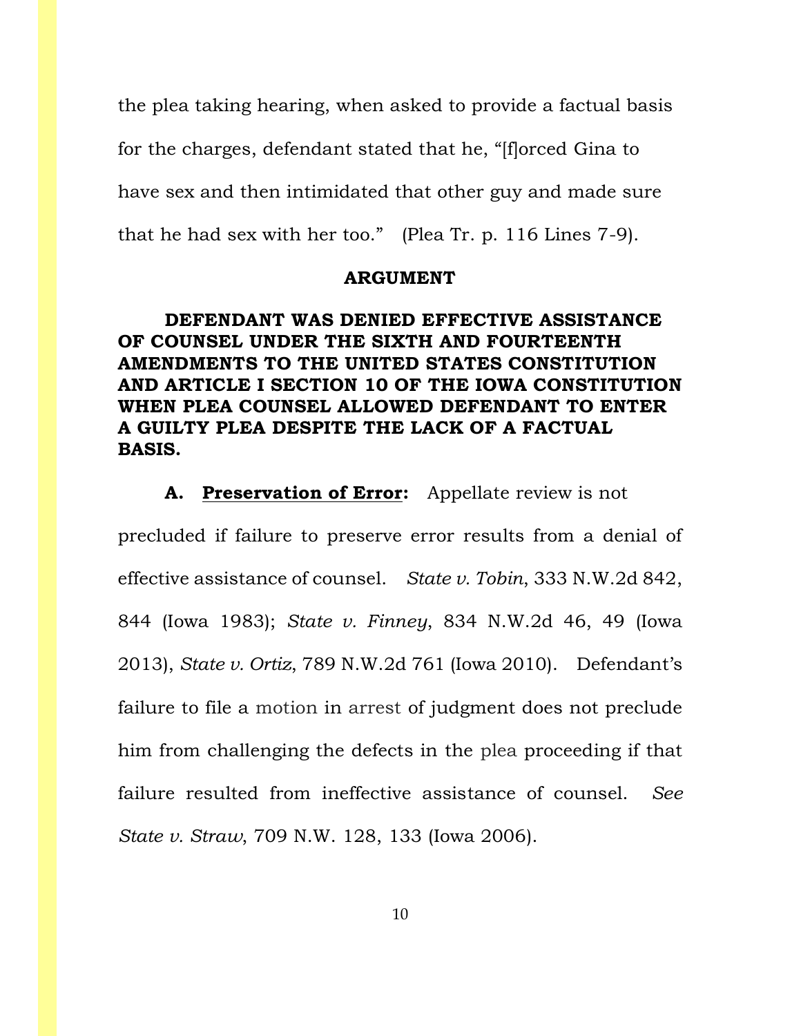the plea taking hearing, when asked to provide a factual basis for the charges, defendant stated that he, "[f]orced Gina to have sex and then intimidated that other guy and made sure that he had sex with her too." (Plea Tr. p. 116 Lines 7-9).

## ARGUMENT

**DEFENDANT WAS DENIED EFFECTIVE ASSISTANCE OF COUNSEL UNDER THE SIXTH AND FOURTEENTH AMENDMENTS TO THE UNITED STATES CONSTITUTION AND ARTICLE I SECTION 10 OF THE IOWA CONSTITUTION WHEN PLEA COUNSEL ALLOWED DEFENDANT TO ENTER A GUILTY PLEA DESPITE THE LACK OF A FACTUAL BASIS.**

**A. Preservation of Error:** Appellate review is not precluded if failure to preserve error results from a denial of effective assistance of counsel. *State v. Tobin*, 333 N.W.2d 842, 844 (Iowa 1983); *State v. Finney*, 834 N.W.2d 46, 49 (Iowa 2013), *State v. Ortiz*, 789 N.W.2d 761 (Iowa 2010). Defendant's failure to file a motion in arrest of judgment does not preclude him from challenging the defects in the plea proceeding if that failure resulted from ineffective assistance of counsel. *See State v. Straw*, 709 N.W. 128, 133 (Iowa 2006).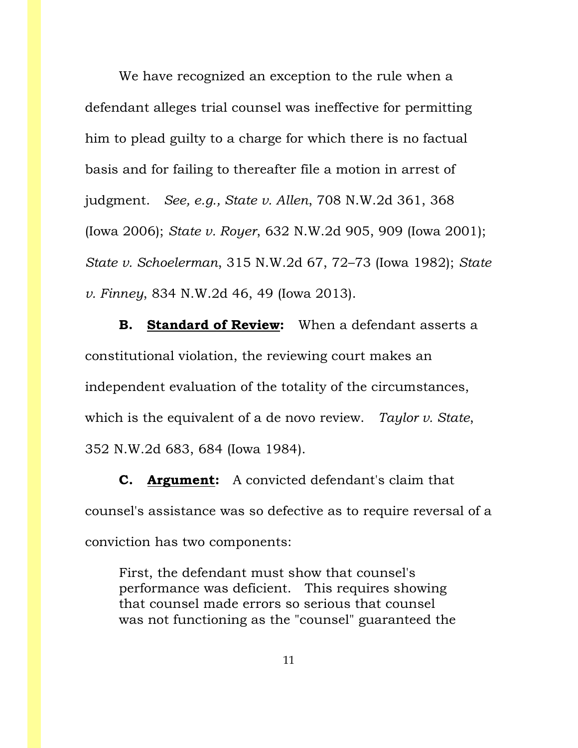We have recognized an exception to the rule when a defendant alleges trial counsel was ineffective for permitting him to plead guilty to a charge for which there is no factual basis and for failing to thereafter file a motion in arrest of judgment. *See, e.g., State v. Allen*, 708 N.W.2d 361, 368 (Iowa 2006); *State v. Royer*, 632 N.W.2d 905, 909 (Iowa 2001); *State v. Schoelerman*, 315 N.W.2d 67, 72–73 (Iowa 1982); *State v. Finney*, 834 N.W.2d 46, 49 (Iowa 2013).

**B. <u>Standard of Review</u>:** When a defendant asserts a constitutional violation, the reviewing court makes an independent evaluation of the totality of the circumstances, which is the equivalent of a de novo review. *Taylor v. State*, 352 N.W.2d 683, 684 (Iowa 1984).

**C. <u>Argument</u>:** A convicted defendant's claim that counsel's assistance was so defective as to require reversal of a conviction has two components:

> First, the defendant must show that counsel's performance was deficient. This requires showing that counsel made errors so serious that counsel was not functioning as the "counsel" guaranteed the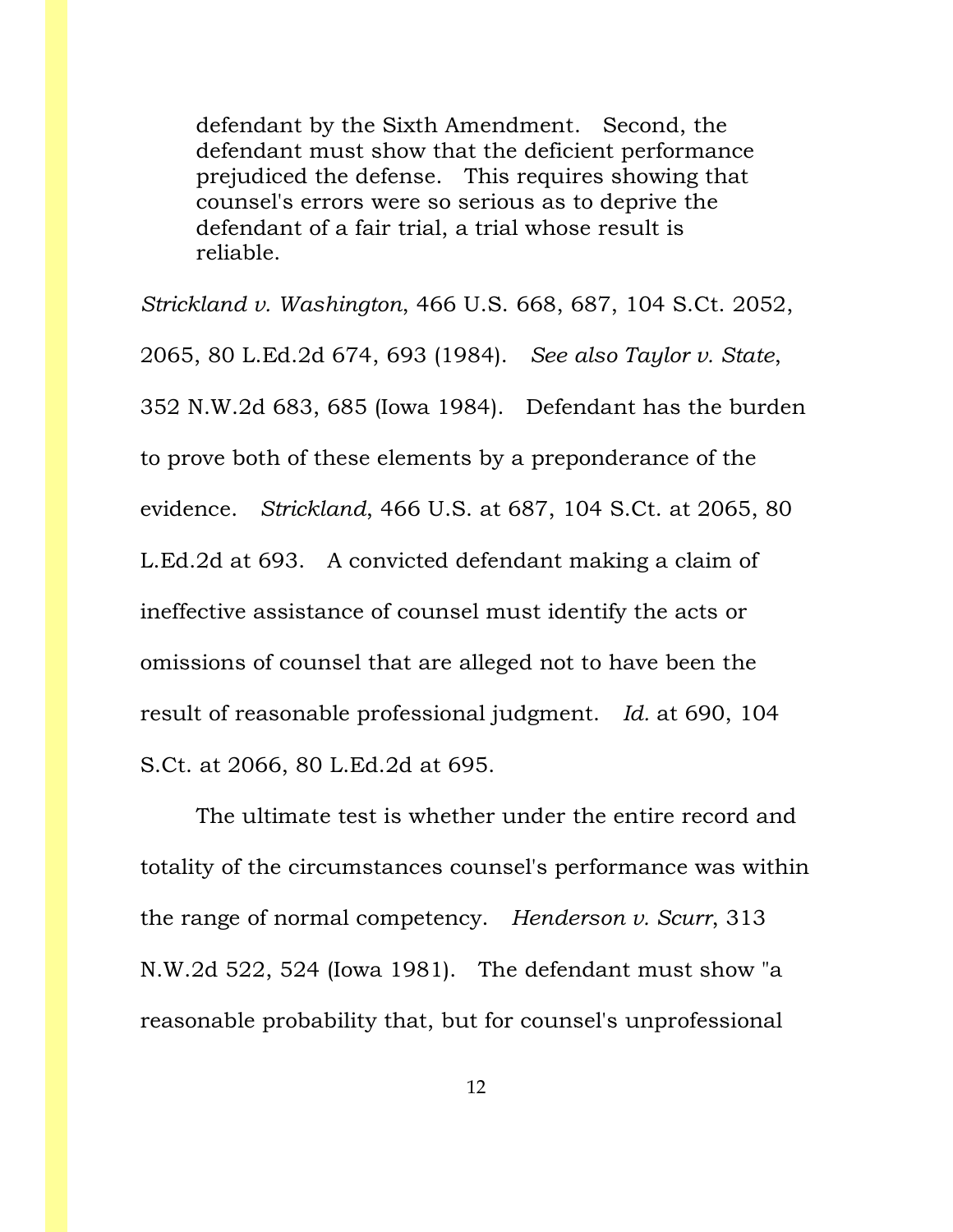> defendant by the Sixth Amendment. Second, the defendant must show that the deficient performance prejudiced the defense. This requires showing that counsel's errors were so serious as to deprive the defendant of a fair trial, a trial whose result is reliable.

*Strickland v. Washington*, 466 U.S. 668, 687, 104 S.Ct. 2052, 2065, 80 L.Ed.2d 674, 693 (1984). *See also Taylor v. State*, 352 N.W.2d 683, 685 (Iowa 1984). Defendant has the burden to prove both of these elements by a preponderance of the evidence. *Strickland*, 466 U.S. at 687, 104 S.Ct. at 2065, 80 L.Ed.2d at 693. A convicted defendant making a claim of ineffective assistance of counsel must identify the acts or omissions of counsel that are alleged not to have been the result of reasonable professional judgment. *Id.* at 690, 104 S.Ct. at 2066, 80 L.Ed.2d at 695.

The ultimate test is whether under the entire record and totality of the circumstances counsel's performance was within the range of normal competency. *Henderson v. Scurr*, 313 N.W.2d 522, 524 (Iowa 1981). The defendant must show "a reasonable probability that, but for counsel's unprofessional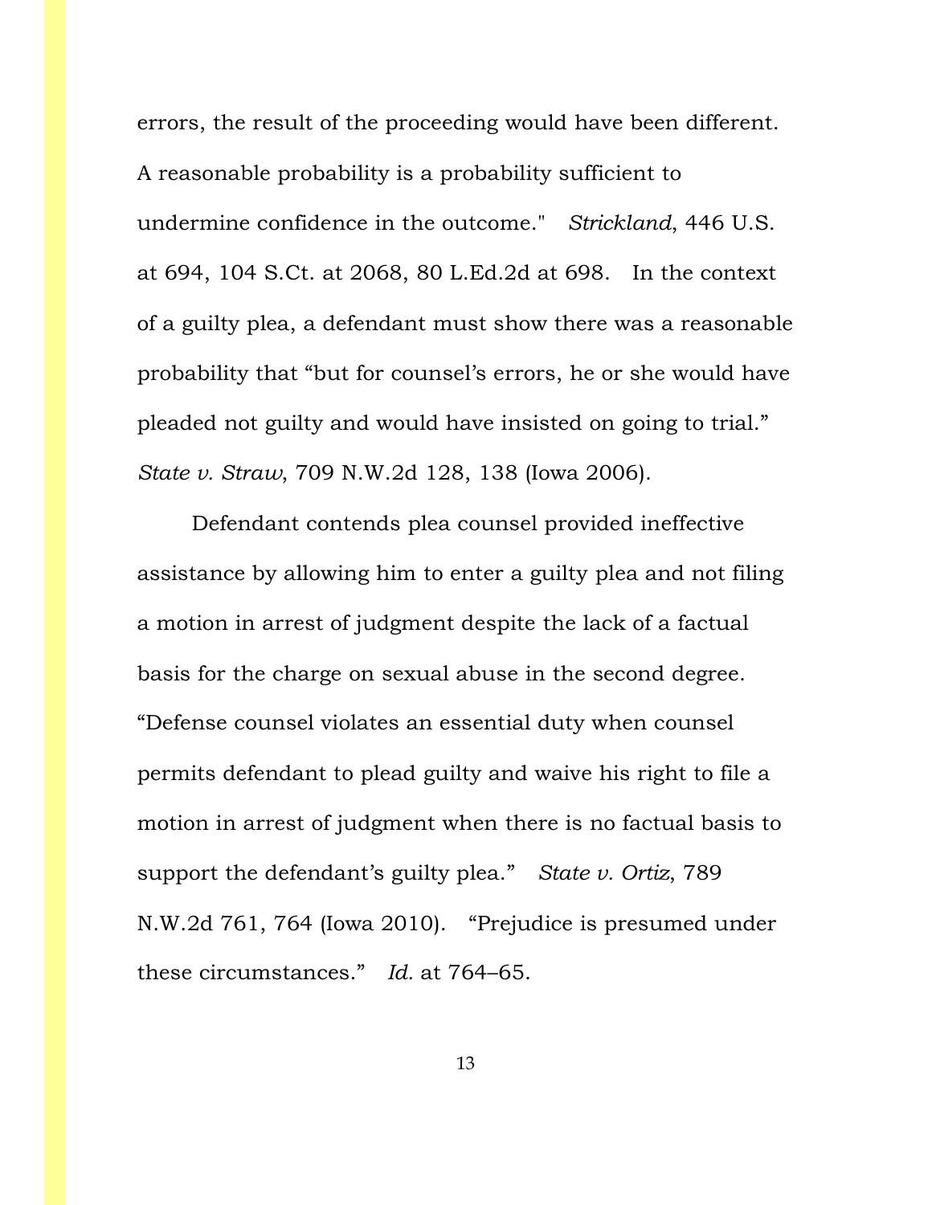errors, the result of the proceeding would have been different. A reasonable probability is a probability sufficient to undermine confidence in the outcome." *Strickland*, 446 U.S. at 694, 104 S.Ct. at 2068, 80 L.Ed.2d at 698. In the context of a guilty plea, a defendant must show there was a reasonable probability that "but for counsel's errors, he or she would have pleaded not guilty and would have insisted on going to trial." *State v. Straw*, 709 N.W.2d 128, 138 (Iowa 2006).

Defendant contends plea counsel provided ineffective assistance by allowing him to enter a guilty plea and not filing a motion in arrest of judgment despite the lack of a factual basis for the charge on sexual abuse in the second degree. "Defense counsel violates an essential duty when counsel permits defendant to plead guilty and waive his right to file a motion in arrest of judgment when there is no factual basis to support the defendant's guilty plea." *State v. Ortiz*, 789 N.W.2d 761, 764 (Iowa 2010). "Prejudice is presumed under these circumstances." *Id.* at 764–65.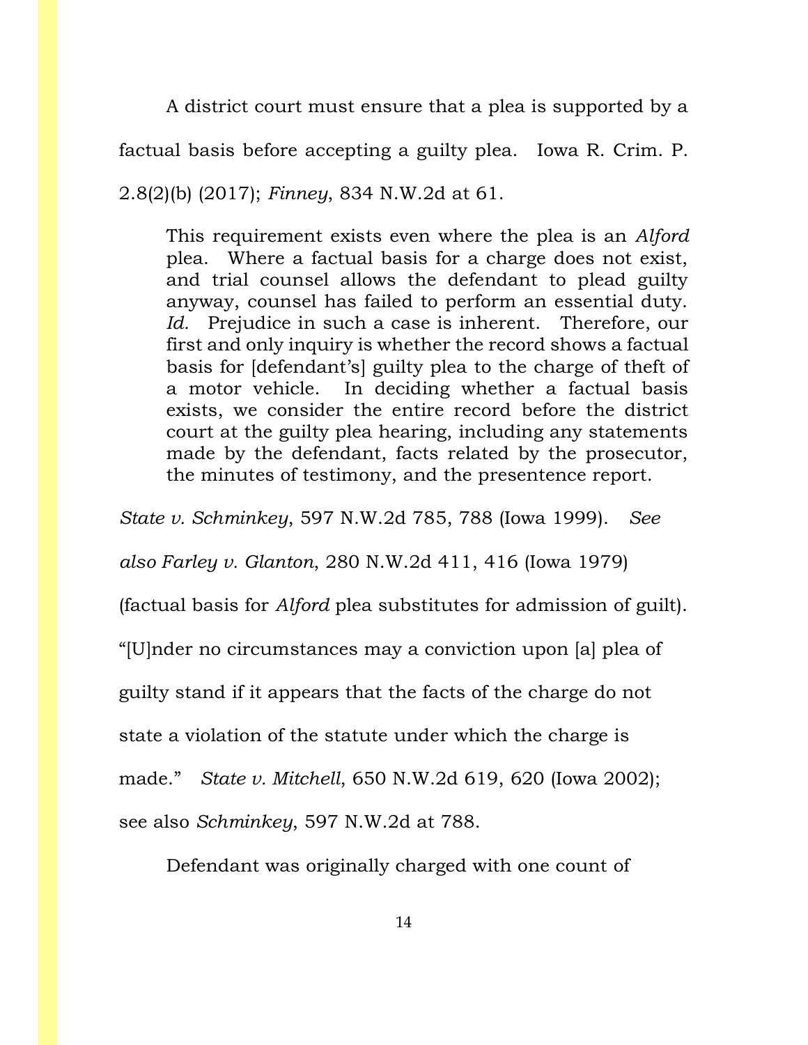A district court must ensure that a plea is supported by a factual basis before accepting a guilty plea. Iowa R. Crim. P. 2.8(2)(b) (2017); *Finney*, 834 N.W.2d at 61.

> This requirement exists even where the plea is an *Alford* plea. Where a factual basis for a charge does not exist, and trial counsel allows the defendant to plead guilty anyway, counsel has failed to perform an essential duty. *Id.* Prejudice in such a case is inherent. Therefore, our first and only inquiry is whether the record shows a factual basis for [defendant's] guilty plea to the charge of theft of a motor vehicle. In deciding whether a factual basis exists, we consider the entire record before the district court at the guilty plea hearing, including any statements made by the defendant, facts related by the prosecutor, the minutes of testimony, and the presentence report.

*State v. Schminkey*, 597 N.W.2d 785, 788 (Iowa 1999). *See also Farley v. Glanton*, 280 N.W.2d 411, 416 (Iowa 1979) (factual basis for *Alford* plea substitutes for admission of guilt). "[U]nder no circumstances may a conviction upon [a] plea of guilty stand if it appears that the facts of the charge do not state a violation of the statute under which the charge is made." *State v. Mitchell*, 650 N.W.2d 619, 620 (Iowa 2002); see also *Schminkey*, 597 N.W.2d at 788.

Defendant was originally charged with one count of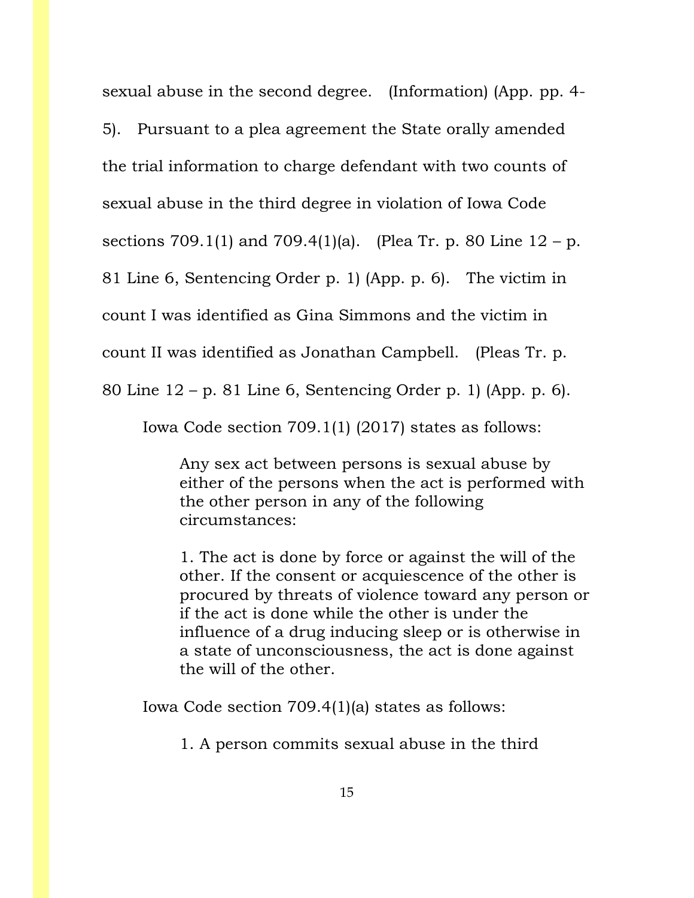sexual abuse in the second degree. (Information) (App. pp. 4-5). Pursuant to a plea agreement the State orally amended the trial information to charge defendant with two counts of sexual abuse in the third degree in violation of Iowa Code sections 709.1(1) and 709.4(1)(a). (Plea Tr. p. 80 Line 12 – p. 81 Line 6, Sentencing Order p. 1) (App. p. 6). The victim in count I was identified as Gina Simmons and the victim in count II was identified as Jonathan Campbell. (Pleas Tr. p. 80 Line 12 – p. 81 Line 6, Sentencing Order p. 1) (App. p. 6).

Iowa Code section 709.1(1) (2017) states as follows:

> Any sex act between persons is sexual abuse by either of the persons when the act is performed with the other person in any of the following circumstances:
>
> 1. The act is done by force or against the will of the other. If the consent or acquiescence of the other is procured by threats of violence toward any person or if the act is done while the other is under the influence of a drug inducing sleep or is otherwise in a state of unconsciousness, the act is done against the will of the other.

Iowa Code section 709.4(1)(a) states as follows:

> 1. A person commits sexual abuse in the third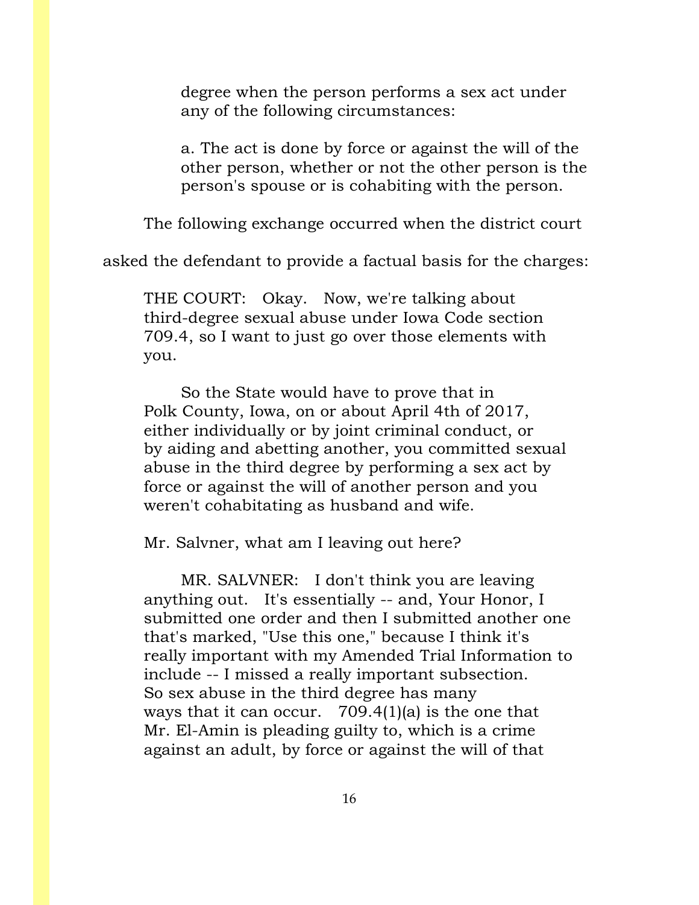> degree when the person performs a sex act under any of the following circumstances:
>
> a. The act is done by force or against the will of the other person, whether or not the other person is the person's spouse or is cohabiting with the person.

The following exchange occurred when the district court asked the defendant to provide a factual basis for the charges:

> THE COURT: Okay. Now, we're talking about third-degree sexual abuse under Iowa Code section 709.4, so I want to just go over those elements with you.
>
> So the State would have to prove that in Polk County, Iowa, on or about April 4th of 2017, either individually or by joint criminal conduct, or by aiding and abetting another, you committed sexual abuse in the third degree by performing a sex act by force or against the will of another person and you weren't cohabitating as husband and wife.
>
> Mr. Salvner, what am I leaving out here?
>
> MR. SALVNER: I don't think you are leaving anything out. It's essentially -- and, Your Honor, I submitted one order and then I submitted another one that's marked, "Use this one," because I think it's really important with my Amended Trial Information to include -- I missed a really important subsection. So sex abuse in the third degree has many ways that it can occur. 709.4(1)(a) is the one that Mr. El-Amin is pleading guilty to, which is a crime against an adult, by force or against the will of that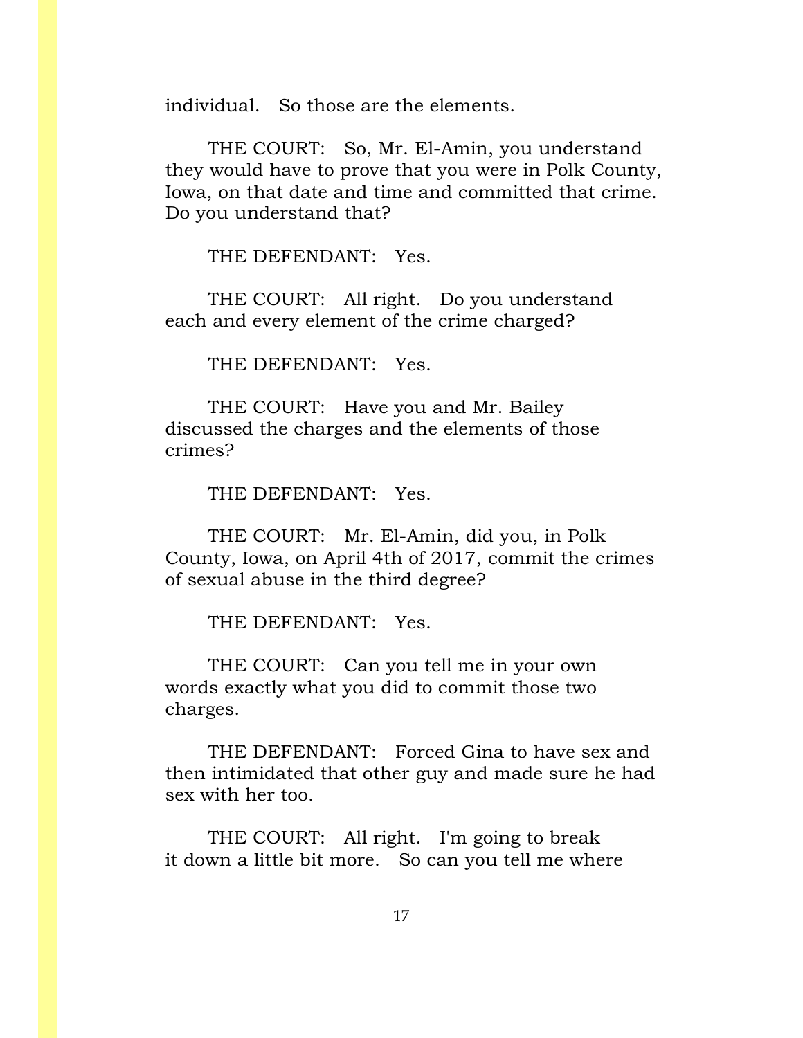individual. So those are the elements.

THE COURT: So, Mr. El-Amin, you understand they would have to prove that you were in Polk County, Iowa, on that date and time and committed that crime. Do you understand that?

THE DEFENDANT: Yes.

THE COURT: All right. Do you understand each and every element of the crime charged?

THE DEFENDANT: Yes.

THE COURT: Have you and Mr. Bailey discussed the charges and the elements of those crimes?

THE DEFENDANT: Yes.

THE COURT: Mr. El-Amin, did you, in Polk County, Iowa, on April 4th of 2017, commit the crimes of sexual abuse in the third degree?

THE DEFENDANT: Yes.

THE COURT: Can you tell me in your own words exactly what you did to commit those two charges.

THE DEFENDANT: Forced Gina to have sex and then intimidated that other guy and made sure he had sex with her too.

THE COURT: All right. I'm going to break it down a little bit more. So can you tell me where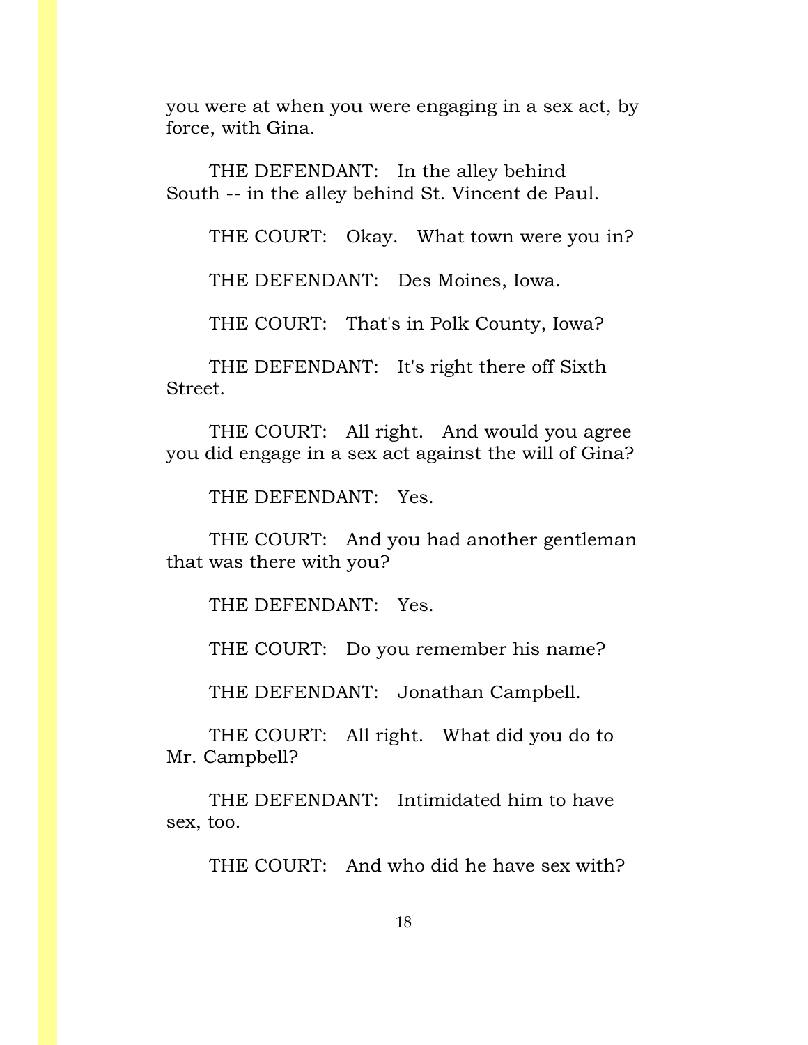you were at when you were engaging in a sex act, by force, with Gina.

THE DEFENDANT: In the alley behind South -- in the alley behind St. Vincent de Paul.

THE COURT: Okay. What town were you in?

THE DEFENDANT: Des Moines, Iowa.

THE COURT: That's in Polk County, Iowa?

THE DEFENDANT: It's right there off Sixth Street.

THE COURT: All right. And would you agree you did engage in a sex act against the will of Gina?

THE DEFENDANT: Yes.

THE COURT: And you had another gentleman that was there with you?

THE DEFENDANT: Yes.

THE COURT: Do you remember his name?

THE DEFENDANT: Jonathan Campbell.

THE COURT: All right. What did you do to Mr. Campbell?

THE DEFENDANT: Intimidated him to have sex, too.

THE COURT: And who did he have sex with?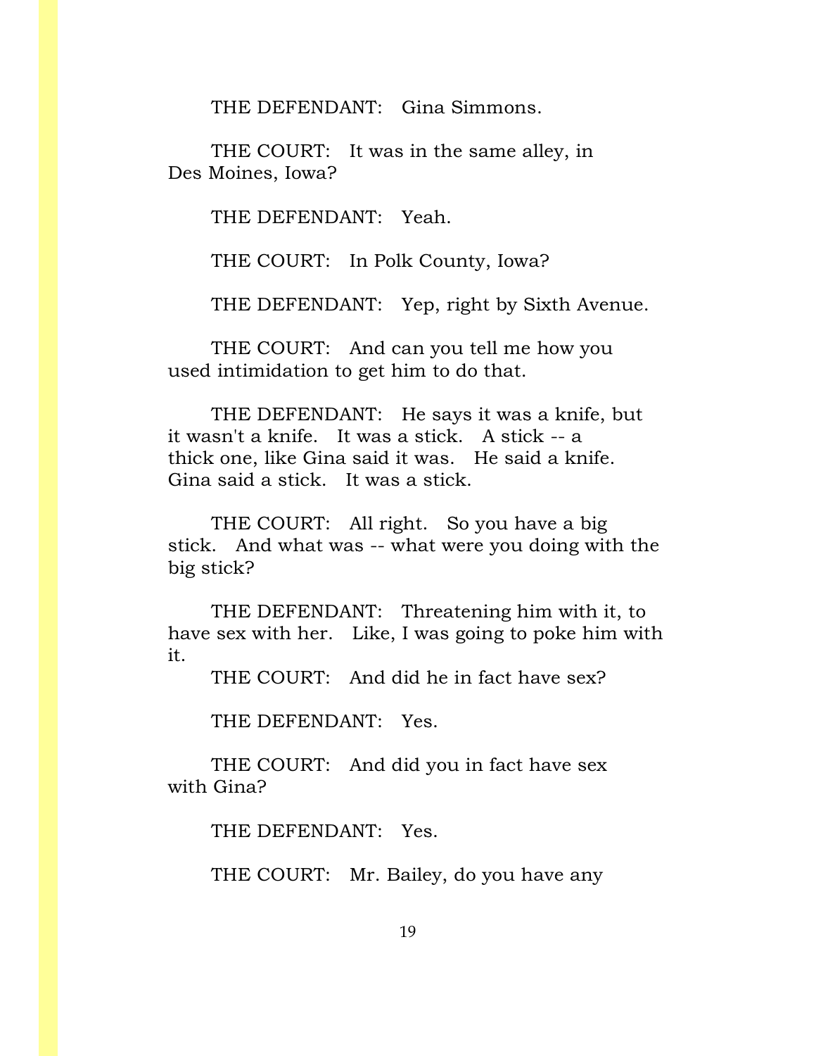THE DEFENDANT: Gina Simmons.

THE COURT: It was in the same alley, in Des Moines, Iowa?

THE DEFENDANT: Yeah.

THE COURT: In Polk County, Iowa?

THE DEFENDANT: Yep, right by Sixth Avenue.

THE COURT: And can you tell me how you used intimidation to get him to do that.

THE DEFENDANT: He says it was a knife, but it wasn't a knife. It was a stick. A stick -- a thick one, like Gina said it was. He said a knife. Gina said a stick. It was a stick.

THE COURT: All right. So you have a big stick. And what was -- what were you doing with the big stick?

THE DEFENDANT: Threatening him with it, to have sex with her. Like, I was going to poke him with it.

THE COURT: And did he in fact have sex?

THE DEFENDANT: Yes.

THE COURT: And did you in fact have sex with Gina?

THE DEFENDANT: Yes.

THE COURT: Mr. Bailey, do you have any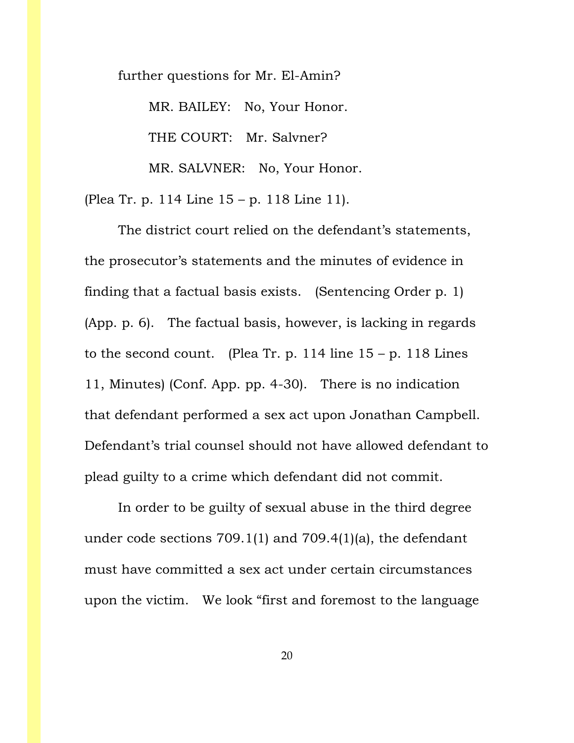further questions for Mr. El-Amin?

MR. BAILEY: No, Your Honor.

THE COURT: Mr. Salvner?

MR. SALVNER: No, Your Honor.

(Plea Tr. p. 114 Line 15 – p. 118 Line 11).

The district court relied on the defendant's statements, the prosecutor's statements and the minutes of evidence in finding that a factual basis exists. (Sentencing Order p. 1) (App. p. 6). The factual basis, however, is lacking in regards to the second count. (Plea Tr. p. 114 line 15 – p. 118 Lines 11, Minutes) (Conf. App. pp. 4-30). There is no indication that defendant performed a sex act upon Jonathan Campbell. Defendant's trial counsel should not have allowed defendant to plead guilty to a crime which defendant did not commit.

In order to be guilty of sexual abuse in the third degree under code sections 709.1(1) and 709.4(1)(a), the defendant must have committed a sex act under certain circumstances upon the victim. We look "first and foremost to the language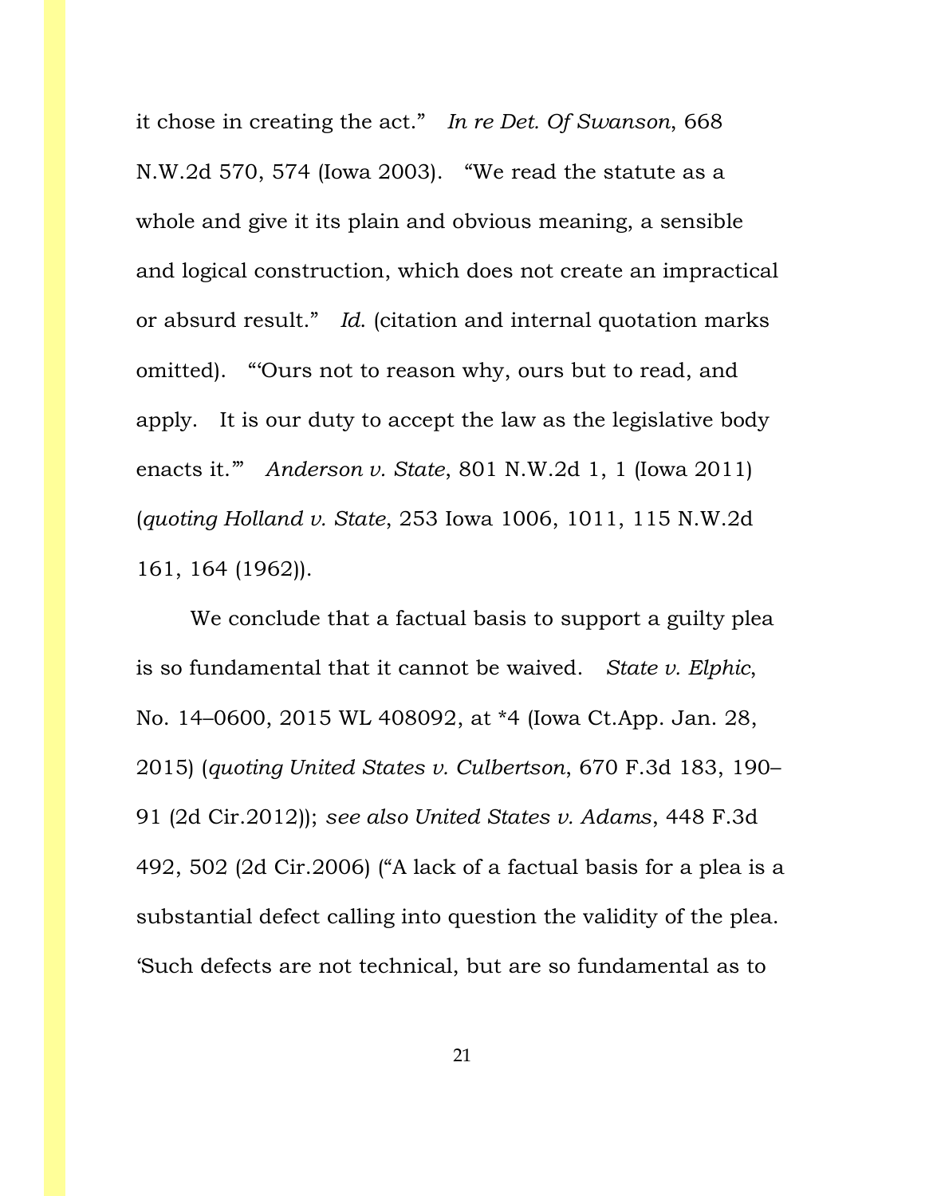it chose in creating the act." *In re Det. Of Swanson*, 668 N.W.2d 570, 574 (Iowa 2003). "We read the statute as a whole and give it its plain and obvious meaning, a sensible and logical construction, which does not create an impractical or absurd result." *Id*. (citation and internal quotation marks omitted). "'Ours not to reason why, ours but to read, and apply. It is our duty to accept the law as the legislative body enacts it.'" *Anderson v. State*, 801 N.W.2d 1, 1 (Iowa 2011) (*quoting Holland v. State*, 253 Iowa 1006, 1011, 115 N.W.2d 161, 164 (1962)).

We conclude that a factual basis to support a guilty plea is so fundamental that it cannot be waived. *State v. Elphic*, No. 14–0600, 2015 WL 408092, at *4 (Iowa Ct.App. Jan. 28, 2015) (*quoting United States v. Culbertson*, 670 F.3d 183, 190–91 (2d Cir.2012)); *see also United States v. Adams*, 448 F.3d 492, 502 (2d Cir.2006) ("A lack of a factual basis for a plea is a substantial defect calling into question the validity of the plea. 'Such defects are not technical, but are so fundamental as to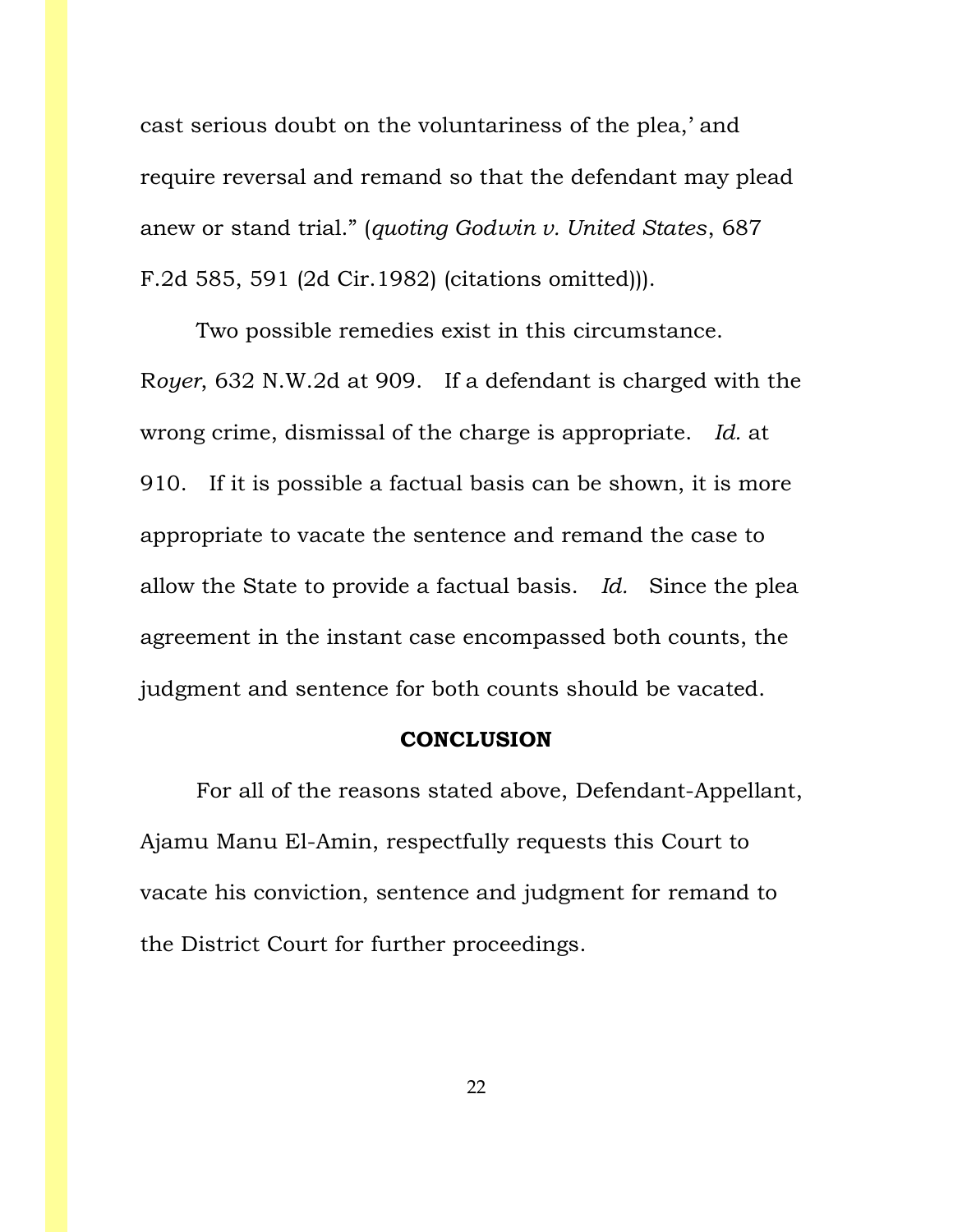cast serious doubt on the voluntariness of the plea,' and require reversal and remand so that the defendant may plead anew or stand trial." (*quoting Godwin v. United States*, 687 F.2d 585, 591 (2d Cir.1982) (citations omitted))).

Two possible remedies exist in this circumstance. R*oyer*, 632 N.W.2d at 909. If a defendant is charged with the wrong crime, dismissal of the charge is appropriate. *Id.* at 910. If it is possible a factual basis can be shown, it is more appropriate to vacate the sentence and remand the case to allow the State to provide a factual basis. *Id.* Since the plea agreement in the instant case encompassed both counts, the judgment and sentence for both counts should be vacated.

## CONCLUSION

For all of the reasons stated above, Defendant-Appellant, Ajamu Manu El-Amin, respectfully requests this Court to vacate his conviction, sentence and judgment for remand to the District Court for further proceedings.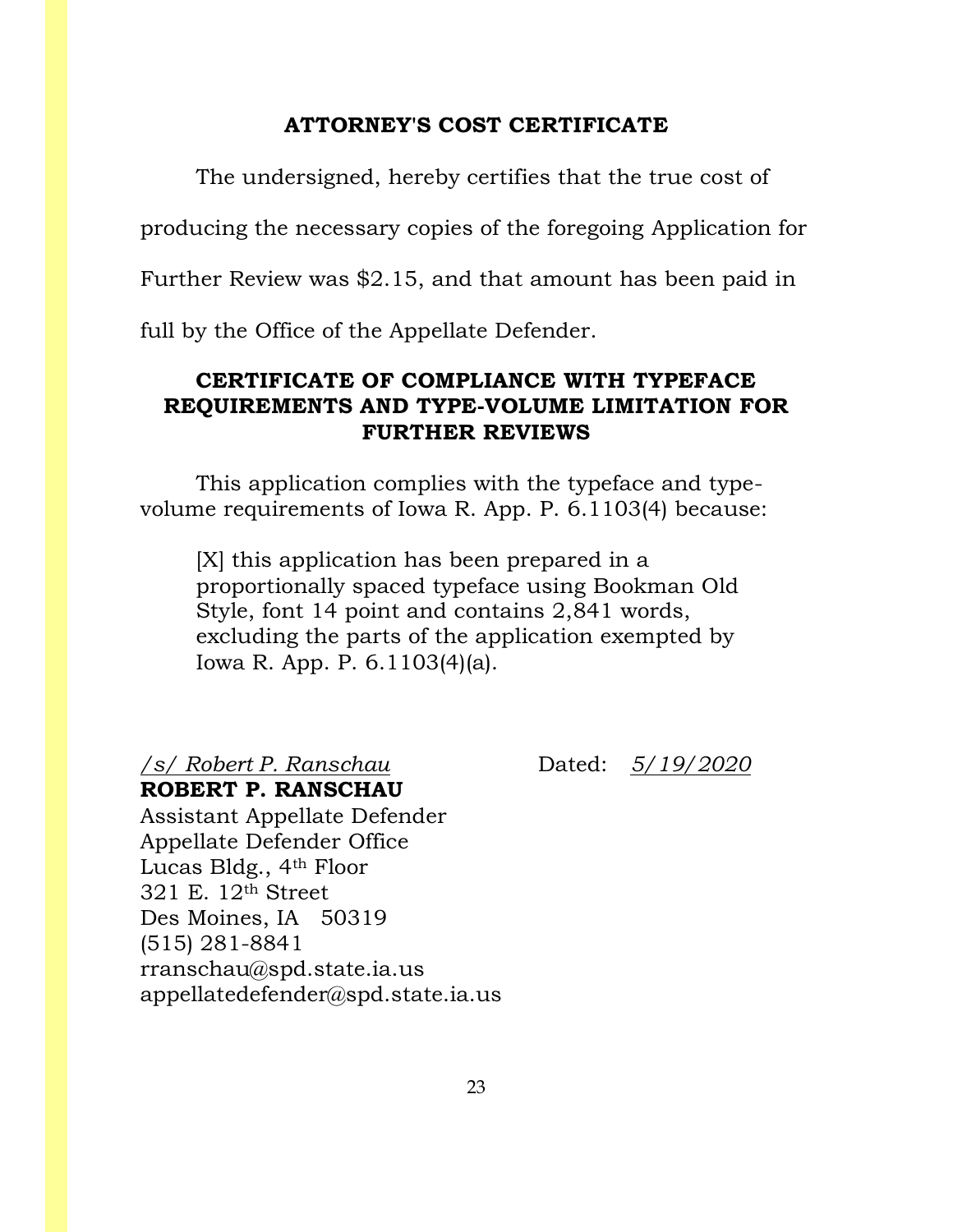## ATTORNEY'S COST CERTIFICATE

The undersigned, hereby certifies that the true cost of producing the necessary copies of the foregoing Application for Further Review was $2.15, and that amount has been paid in full by the Office of the Appellate Defender.

## CERTIFICATE OF COMPLIANCE WITH TYPEFACE REQUIREMENTS AND TYPE-VOLUME LIMITATION FOR FURTHER REVIEWS

This application complies with the typeface and type-volume requirements of Iowa R. App. P. 6.1103(4) because:

> [X] this application has been prepared in a proportionally spaced typeface using Bookman Old Style, font 14 point and contains 2,841 words, excluding the parts of the application exempted by Iowa R. App. P. 6.1103(4)(a).

*/s/ Robert P. Ranschau* Dated: *5/19/2020*

**ROBERT P. RANSCHAU**
Assistant Appellate Defender
Appellate Defender Office
Lucas Bldg., 4th Floor
321 E. 12th Street
Des Moines, IA 50319
(515) 281-8841
rranschau@spd.state.ia.us
appellatedefender@spd.state.ia.us